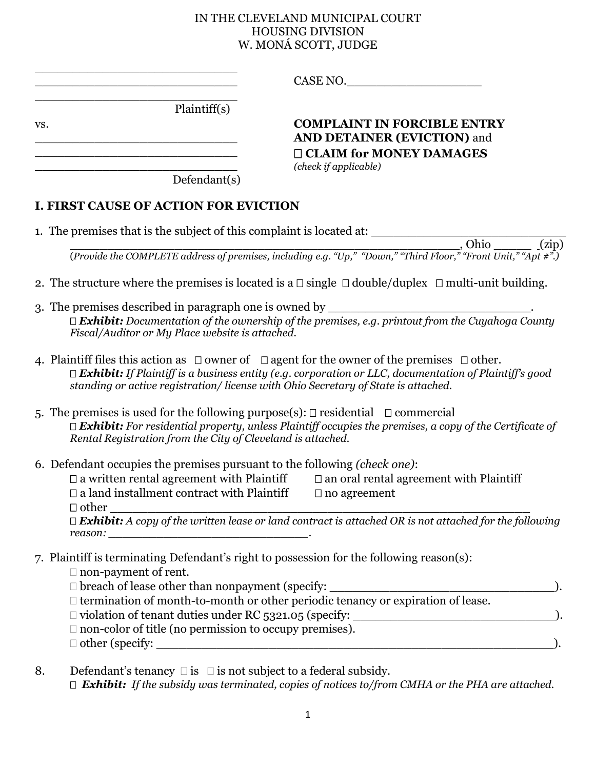IN THE CLEVELAND MUNICIPAL COURT
HOUSING DIVISION
W. MONÁ SCOTT, JUDGE

_____________________________
_____________________________
_____________________________
Plaintiff(s)

vs.

_____________________________
_____________________________
_____________________________
Defendant(s)

CASE NO.__________________

**COMPLAINT IN FORCIBLE ENTRY AND DETAINER (EVICTION)** and
☐ **CLAIM for MONEY DAMAGES**
*(check if applicable)*

## I. FIRST CAUSE OF ACTION FOR EVICTION

1. The premises that is the subject of this complaint is located at: ___________________________
   ____________________________________________________, Ohio _____ (zip)
   (*Provide the COMPLETE address of premises, including e.g. "Up," "Down," "Third Floor," "Front Unit," "Apt #".)*

2. The structure where the premises is located is a ☐ single ☐ double/duplex ☐ multi-unit building.

3. The premises described in paragraph one is owned by ____________________________.
   ☐ ***Exhibit:*** *Documentation of the ownership of the premises, e.g. printout from the Cuyahoga County Fiscal/Auditor or My Place website is attached.*

4. Plaintiff files this action as ☐ owner of ☐ agent for the owner of the premises ☐ other.
   ☐ ***Exhibit:*** *If Plaintiff is a business entity (e.g. corporation or LLC, documentation of Plaintiff's good standing or active registration/ license with Ohio Secretary of State is attached.*

5. The premises is used for the following purpose(s): ☐ residential ☐ commercial
   ☐ ***Exhibit:*** *For residential property, unless Plaintiff occupies the premises, a copy of the Certificate of Rental Registration from the City of Cleveland is attached.*

6. Defendant occupies the premises pursuant to the following *(check one)*:
   ☐ a written rental agreement with Plaintiff ☐ an oral rental agreement with Plaintiff
   ☐ a land installment contract with Plaintiff ☐ no agreement
   ☐ other ______________________________________________________
   ☐ ***Exhibit:*** *A copy of the written lease or land contract is attached OR is not attached for the following reason:* ____________________________.

7. Plaintiff is terminating Defendant's right to possession for the following reason(s):
   ☐ non-payment of rent.
   ☐ breach of lease other than nonpayment (specify: ________________________________).
   ☐ termination of month-to-month or other periodic tenancy or expiration of lease.
   ☐ violation of tenant duties under RC 5321.05 (specify: ____________________________).
   ☐ non-color of title (no permission to occupy premises).
   ☐ other (specify: ________________________________________________________).

8. Defendant's tenancy ☐ is ☐ is not subject to a federal subsidy.
   ☐ ***Exhibit:*** *If the subsidy was terminated, copies of notices to/from CMHA or the PHA are attached.*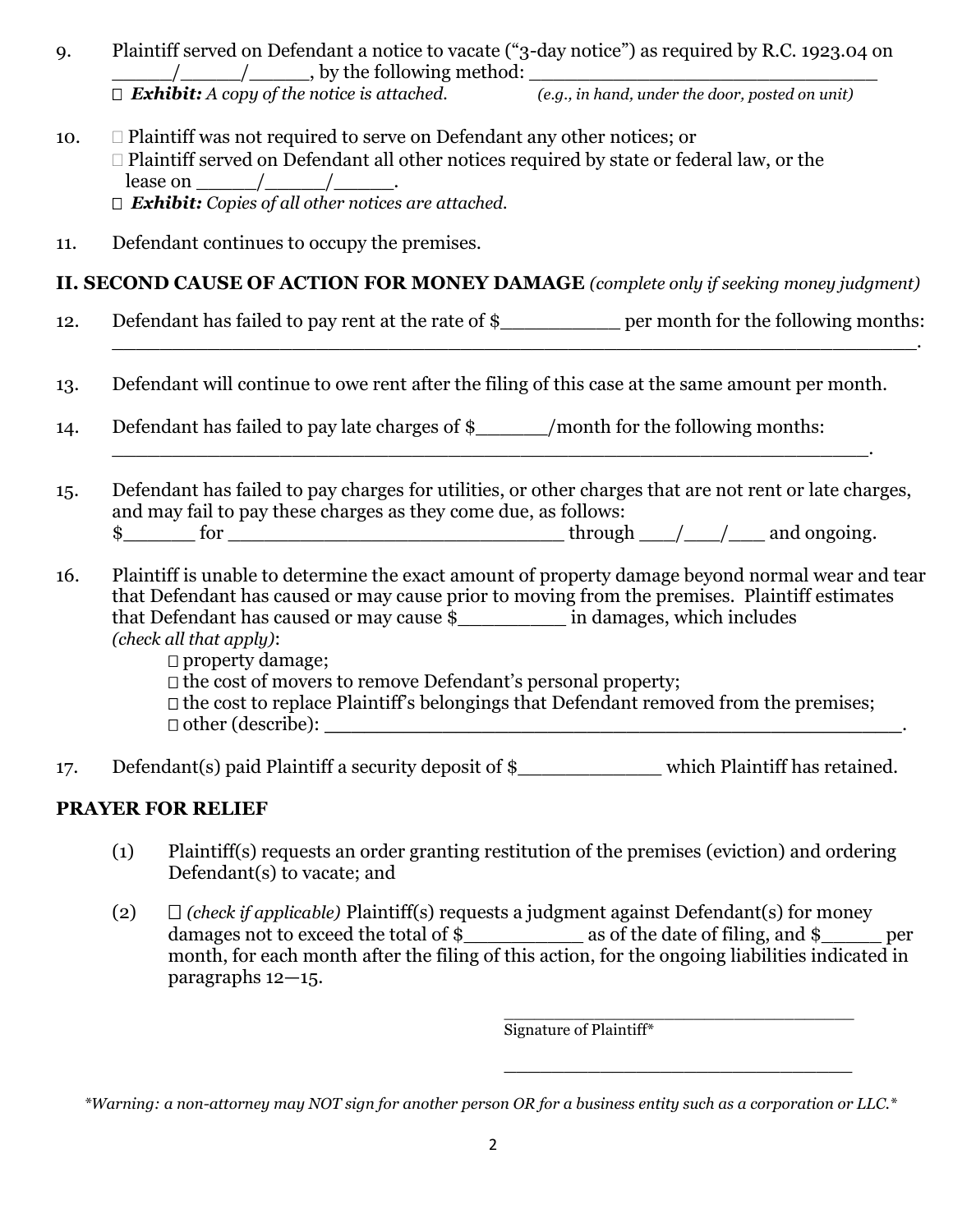9. Plaintiff served on Defendant a notice to vacate ("3-day notice") as required by R.C. 1923.04 on _____/_____/_____, by the following method: ______________________________
   ☐ ***Exhibit:*** *A copy of the notice is attached.* *(e.g., in hand, under the door, posted on unit)*

10. ☐ Plaintiff was not required to serve on Defendant any other notices; or
    ☐ Plaintiff served on Defendant all other notices required by state or federal law, or the lease on _____/_____/_____.
    ☐ ***Exhibit:*** *Copies of all other notices are attached.*

11. Defendant continues to occupy the premises.

## II. SECOND CAUSE OF ACTION FOR MONEY DAMAGE *(complete only if seeking money judgment)*

12. Defendant has failed to pay rent at the rate of $__________ per month for the following months: ______________________________________________________________________.

13. Defendant will continue to owe rent after the filing of this case at the same amount per month.

14. Defendant has failed to pay late charges of $______/month for the following months: ________________________________________________________________.

15. Defendant has failed to pay charges for utilities, or other charges that are not rent or late charges, and may fail to pay these charges as they come due, as follows:
    $______ for ____________________________ through ___/___/___ and ongoing.

16. Plaintiff is unable to determine the exact amount of property damage beyond normal wear and tear that Defendant has caused or may cause prior to moving from the premises. Plaintiff estimates that Defendant has caused or may cause $_________ in damages, which includes *(check all that apply)*:
    - ☐ property damage;
    - ☐ the cost of movers to remove Defendant's personal property;
    - ☐ the cost to replace Plaintiff's belongings that Defendant removed from the premises;
    - ☐ other (describe): ____________________________________________.

17. Defendant(s) paid Plaintiff a security deposit of $____________ which Plaintiff has retained.

## PRAYER FOR RELIEF

(1) Plaintiff(s) requests an order granting restitution of the premises (eviction) and ordering Defendant(s) to vacate; and

(2) ☐ *(check if applicable)* Plaintiff(s) requests a judgment against Defendant(s) for money damages not to exceed the total of $__________ as of the date of filing, and $_____ per month, for each month after the filing of this action, for the ongoing liabilities indicated in paragraphs 12—15.

________________________________
Signature of Plaintiff*

________________________________

**Warning: a non-attorney may NOT sign for another person OR for a business entity such as a corporation or LLC.**